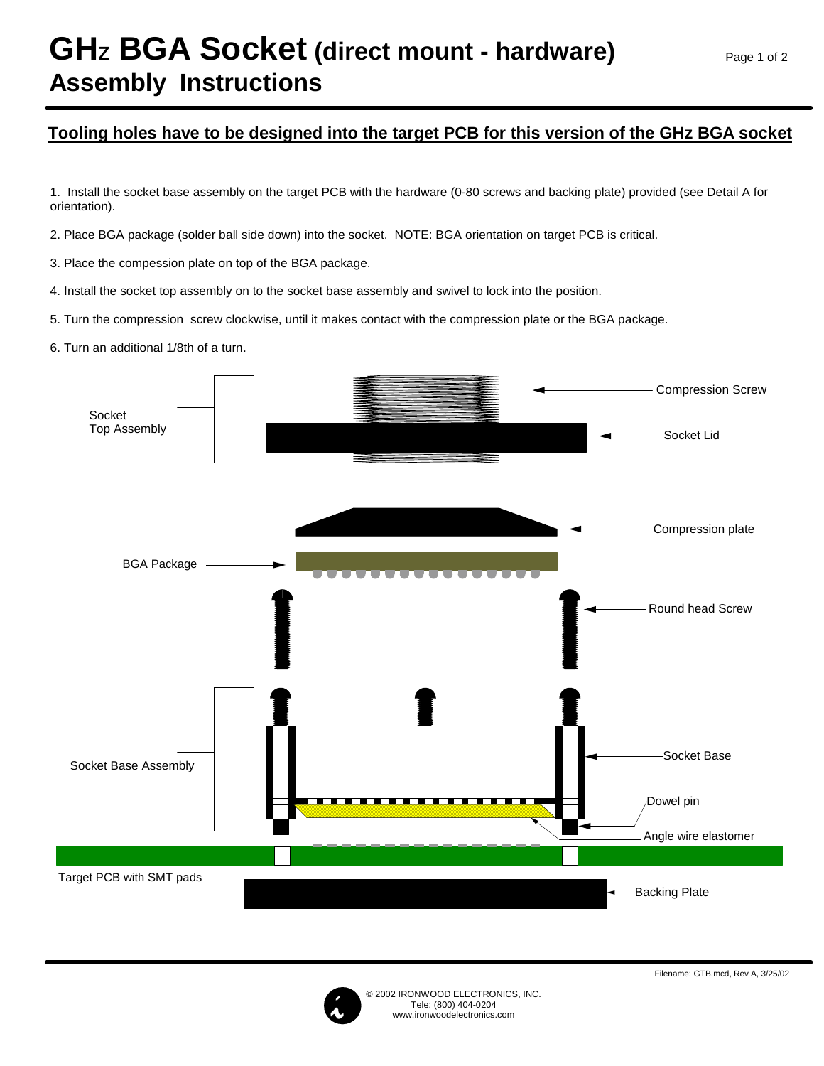# GHz BGA Socket (direct mount - hardware)
## Assembly Instructions

**Tooling holes have to be designed into the target PCB for this version of the GHz BGA socket**

1. Install the socket base assembly on the target PCB with the hardware (0-80 screws and backing plate) provided (see Detail A for orientation).

2. Place BGA package (solder ball side down) into the socket. NOTE: BGA orientation on target PCB is critical.

3. Place the compession plate on top of the BGA package.

4. Install the socket top assembly on to the socket base assembly and swivel to lock into the position.

5. Turn the compression screw clockwise, until it makes contact with the compression plate or the BGA package.

6. Turn an additional 1/8th of a turn.

Socket Top Assembly

Compression Screw

Socket Lid

Compression plate

BGA Package

Round head Screw

Socket Base Assembly

Socket Base

Dowel pin

Angle wire elastomer

Target PCB with SMT pads

Backing Plate

Filename: GTB.mcd, Rev A, 3/25/02

© 2002 IRONWOOD ELECTRONICS, INC.
Tele: (800) 404-0204
www.ironwoodelectronics.com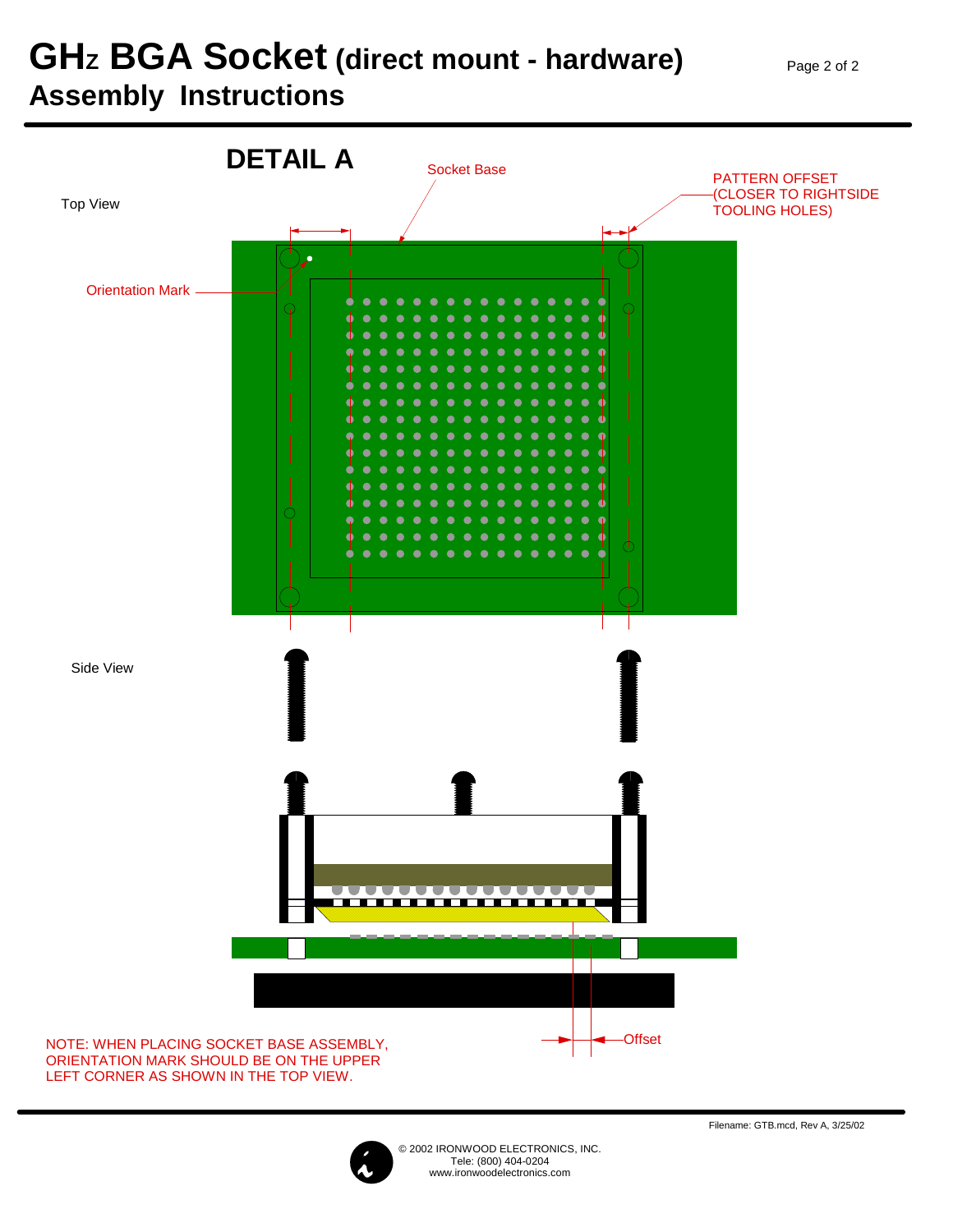# GHz BGA Socket (direct mount - hardware)

## Assembly Instructions

### DETAIL A

Top View

Socket Base

PATTERN OFFSET (CLOSER TO RIGHTSIDE TOOLING HOLES)

Orientation Mark

Side View

Offset

NOTE: WHEN PLACING SOCKET BASE ASSEMBLY, ORIENTATION MARK SHOULD BE ON THE UPPER LEFT CORNER AS SHOWN IN THE TOP VIEW.

Filename: GTB.mcd, Rev A, 3/25/02

© 2002 IRONWOOD ELECTRONICS, INC.
Tele: (800) 404-0204
www.ironwoodelectronics.com